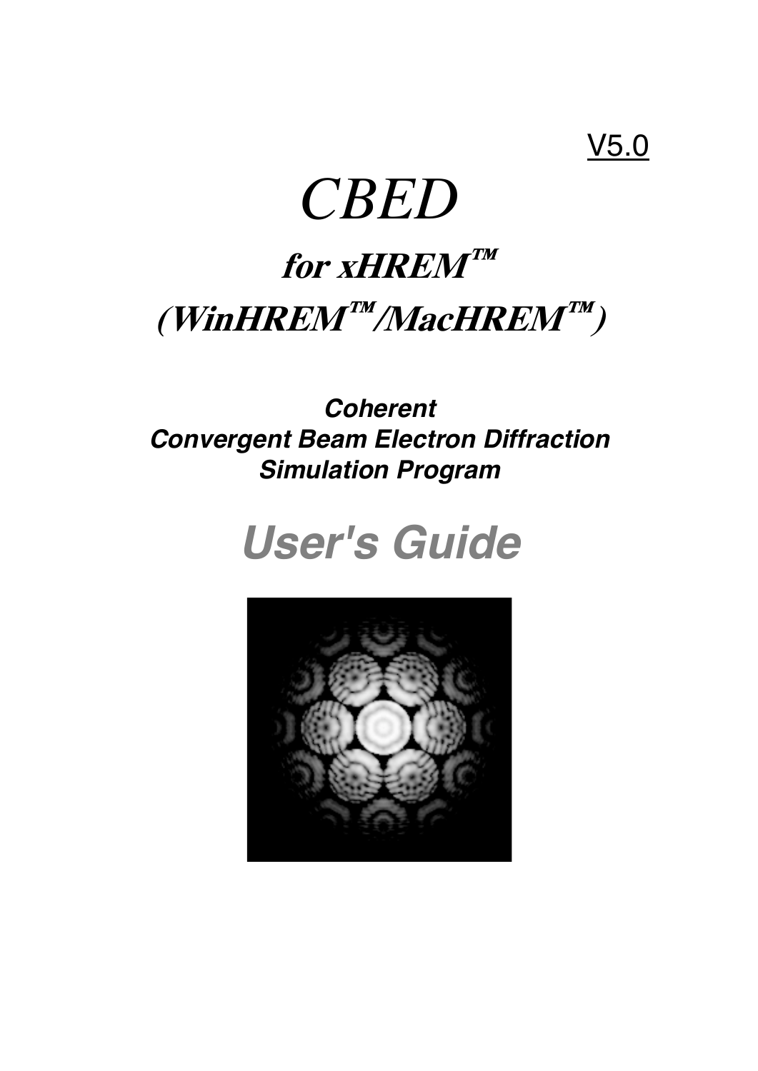V5.0

# *CBED*

## *for xHREM™*

## *(WinHREM™/MacHREM™)*

***Coherent***
***Convergent Beam Electron Diffraction***
***Simulation Program***

# *User's Guide*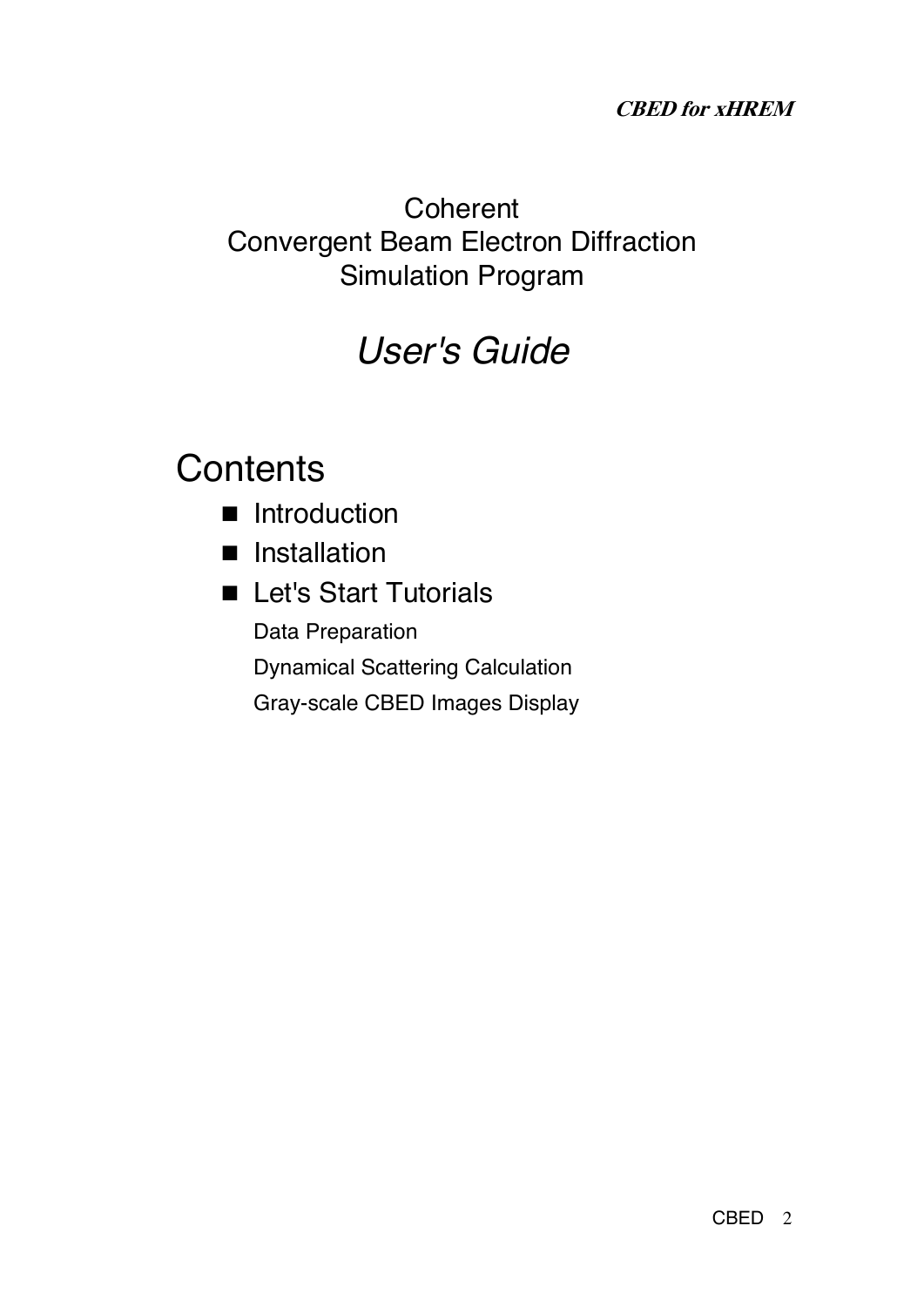# Coherent Convergent Beam Electron Diffraction Simulation Program

## *User's Guide*

## Contents

- Introduction
- Installation
- Let's Start Tutorials

  Data Preparation

  Dynamical Scattering Calculation

  Gray-scale CBED Images Display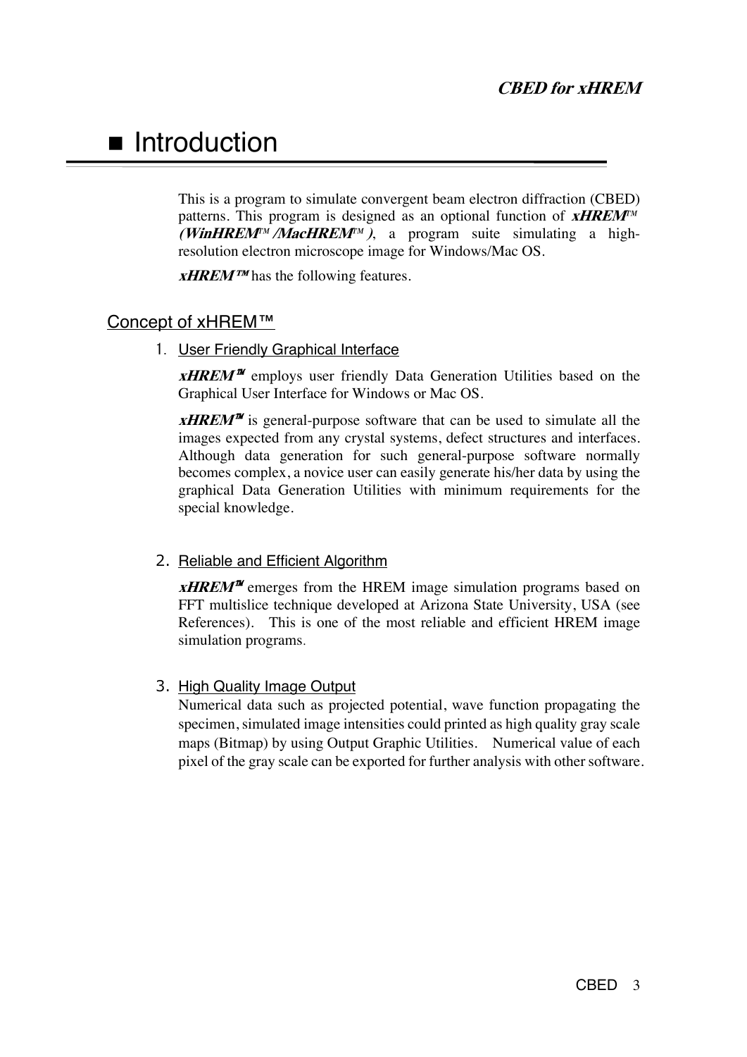# ■ Introduction

This is a program to simulate convergent beam electron diffraction (CBED) patterns. This program is designed as an optional function of ***xHREM™ (WinHREM™ /MacHREM™ )***, a program suite simulating a high-resolution electron microscope image for Windows/Mac OS.

***xHREM™*** has the following features.

## Concept of xHREM™

1. User Friendly Graphical Interface

   ***xHREM™*** employs user friendly Data Generation Utilities based on the Graphical User Interface for Windows or Mac OS.

   ***xHREM™*** is general-purpose software that can be used to simulate all the images expected from any crystal systems, defect structures and interfaces. Although data generation for such general-purpose software normally becomes complex, a novice user can easily generate his/her data by using the graphical Data Generation Utilities with minimum requirements for the special knowledge.

2. Reliable and Efficient Algorithm

   ***xHREM™*** emerges from the HREM image simulation programs based on FFT multislice technique developed at Arizona State University, USA (see References). This is one of the most reliable and efficient HREM image simulation programs.

3. High Quality Image Output

   Numerical data such as projected potential, wave function propagating the specimen, simulated image intensities could printed as high quality gray scale maps (Bitmap) by using Output Graphic Utilities. Numerical value of each pixel of the gray scale can be exported for further analysis with other software.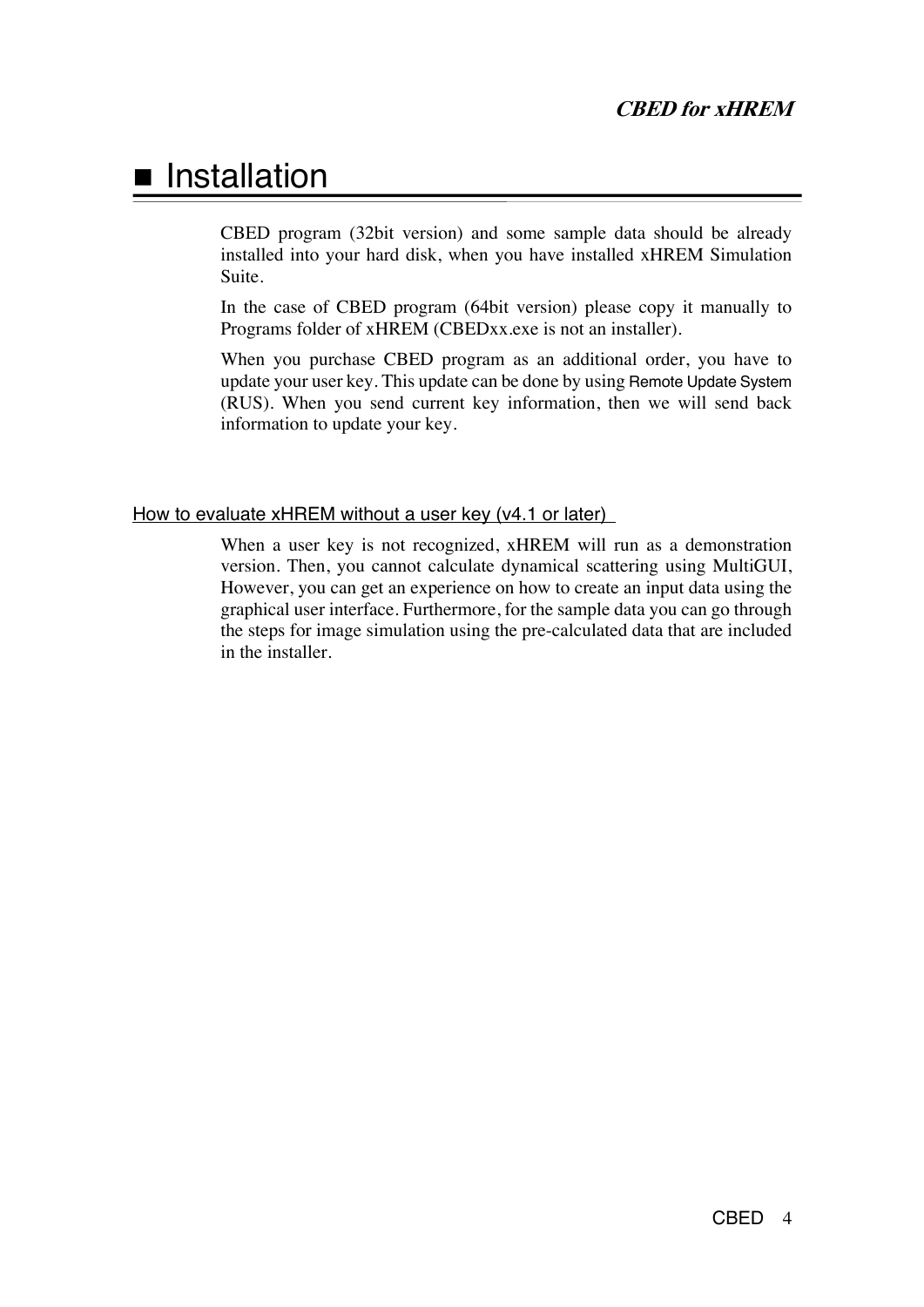# ■ Installation

CBED program (32bit version) and some sample data should be already installed into your hard disk, when you have installed xHREM Simulation Suite.

In the case of CBED program (64bit version) please copy it manually to Programs folder of xHREM (CBEDxx.exe is not an installer).

When you purchase CBED program as an additional order, you have to update your user key. This update can be done by using Remote Update System (RUS). When you send current key information, then we will send back information to update your key.

## How to evaluate xHREM without a user key (v4.1 or later)

When a user key is not recognized, xHREM will run as a demonstration version. Then, you cannot calculate dynamical scattering using MultiGUI, However, you can get an experience on how to create an input data using the graphical user interface. Furthermore, for the sample data you can go through the steps for image simulation using the pre-calculated data that are included in the installer.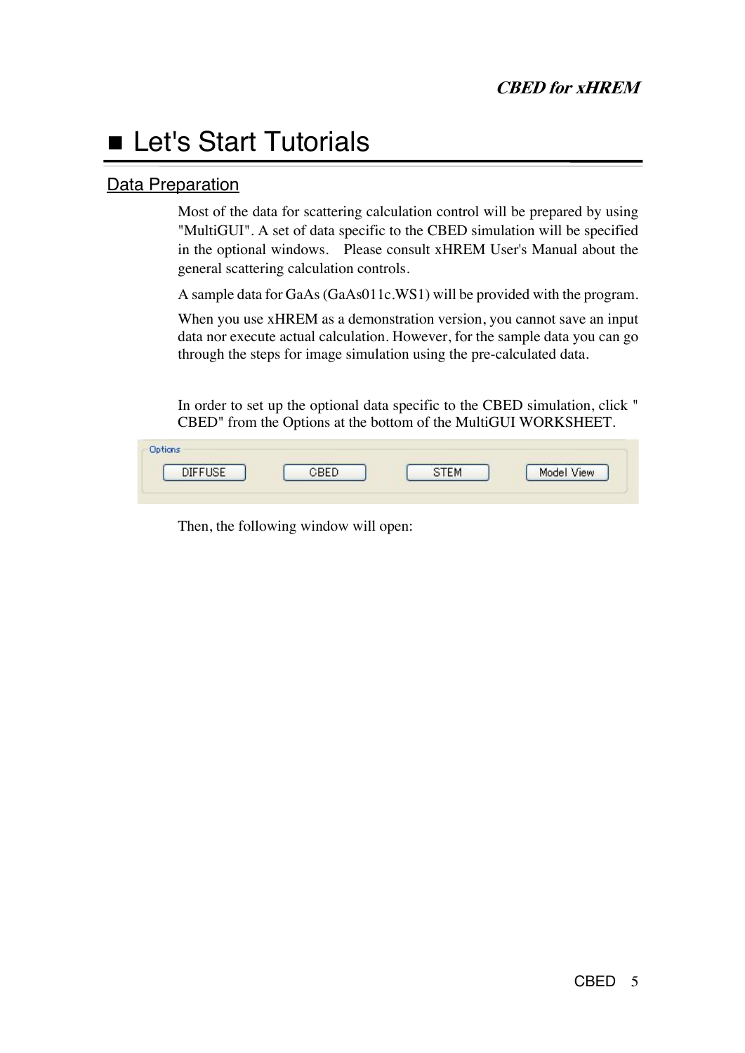# ■ Let's Start Tutorials

## Data Preparation

Most of the data for scattering calculation control will be prepared by using "MultiGUI". A set of data specific to the CBED simulation will be specified in the optional windows. Please consult xHREM User's Manual about the general scattering calculation controls.

A sample data for GaAs (GaAs011c.WS1) will be provided with the program.

When you use xHREM as a demonstration version, you cannot save an input data nor execute actual calculation. However, for the sample data you can go through the steps for image simulation using the pre-calculated data.

In order to set up the optional data specific to the CBED simulation, click " CBED" from the Options at the bottom of the MultiGUI WORKSHEET.

Options

DIFFUSE   CBED   STEM   Model View

Then, the following window will open: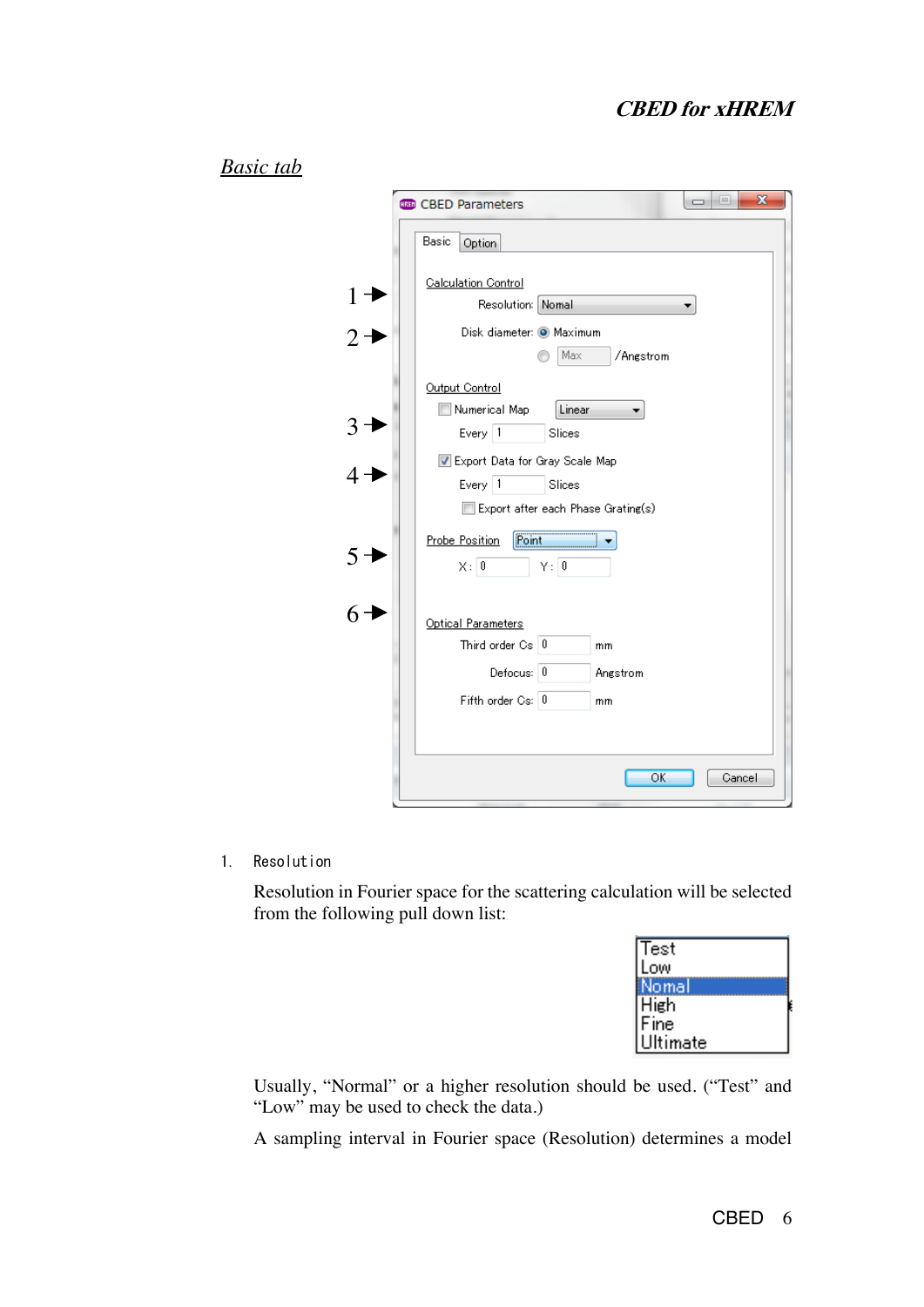## *Basic tab*

CBED Parameters

Basic | Option

Calculation Control

1 → Resolution: Nomal

2 → Disk diameter: Maximum / Max /Angstrom

Output Control

3 → Numerical Map Linear
Every 1 Slices

4 → Export Data for Gray Scale Map
Every 1 Slices
Export after each Phase Grating(s)

5 → Probe Position Point
X: 0 Y: 0

6 → Optical Parameters
Third order Cs 0 mm
Defocus: 0 Angstrom
Fifth order Cs: 0 mm

OK Cancel

1. Resolution

   Resolution in Fourier space for the scattering calculation will be selected from the following pull down list:

   Test
   Low
   Nomal
   High
   Fine
   Ultimate

   Usually, "Normal" or a higher resolution should be used. ("Test" and "Low" may be used to check the data.)

   A sampling interval in Fourier space (Resolution) determines a model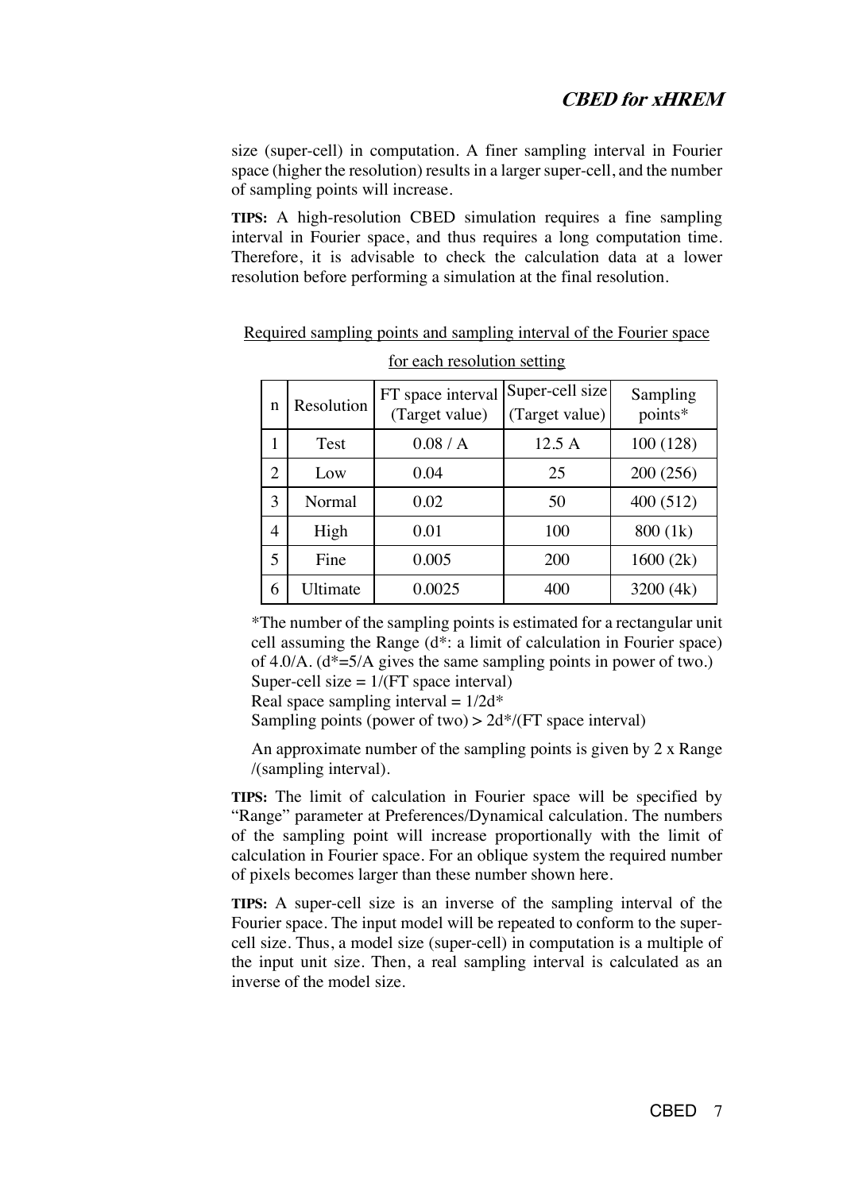size (super-cell) in computation. A finer sampling interval in Fourier space (higher the resolution) results in a larger super-cell, and the number of sampling points will increase.

**TIPS:** A high-resolution CBED simulation requires a fine sampling interval in Fourier space, and thus requires a long computation time. Therefore, it is advisable to check the calculation data at a lower resolution before performing a simulation at the final resolution.

<u>Required sampling points and sampling interval of the Fourier space for each resolution setting</u>

| n | Resolution | FT space interval (Target value) | Super-cell size (Target value) | Sampling points* |
|---|---|---|---|---|
| 1 | Test | 0.08 / A | 12.5 A | 100 (128) |
| 2 | Low | 0.04 | 25 | 200 (256) |
| 3 | Normal | 0.02 | 50 | 400 (512) |
| 4 | High | 0.01 | 100 | 800 (1k) |
| 5 | Fine | 0.005 | 200 | 1600 (2k) |
| 6 | Ultimate | 0.0025 | 400 | 3200 (4k) |

*The number of the sampling points is estimated for a rectangular unit cell assuming the Range (d*: a limit of calculation in Fourier space) of 4.0/A. (d*=5/A gives the same sampling points in power of two.)
Super-cell size = 1/(FT space interval)
Real space sampling interval = 1/2d*
Sampling points (power of two) > 2d*/(FT space interval)

An approximate number of the sampling points is given by 2 x Range /(sampling interval).

**TIPS:** The limit of calculation in Fourier space will be specified by "Range" parameter at Preferences/Dynamical calculation. The numbers of the sampling point will increase proportionally with the limit of calculation in Fourier space. For an oblique system the required number of pixels becomes larger than these number shown here.

**TIPS:** A super-cell size is an inverse of the sampling interval of the Fourier space. The input model will be repeated to conform to the super-cell size. Thus, a model size (super-cell) in computation is a multiple of the input unit size. Then, a real sampling interval is calculated as an inverse of the model size.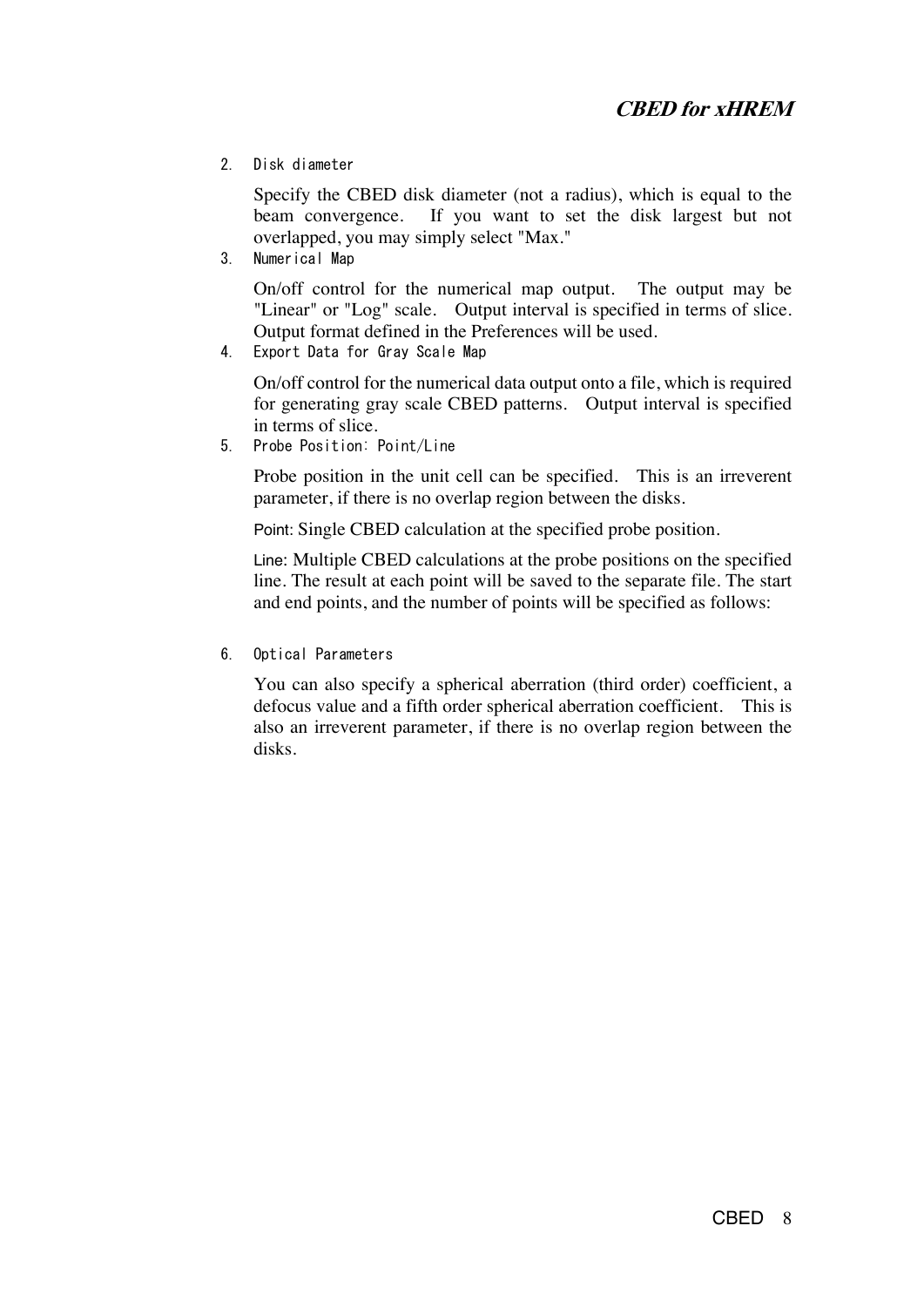2. Disk diameter

   Specify the CBED disk diameter (not a radius), which is equal to the beam convergence. If you want to set the disk largest but not overlapped, you may simply select "Max."

3. Numerical Map

   On/off control for the numerical map output. The output may be "Linear" or "Log" scale. Output interval is specified in terms of slice. Output format defined in the Preferences will be used.

4. Export Data for Gray Scale Map

   On/off control for the numerical data output onto a file, which is required for generating gray scale CBED patterns. Output interval is specified in terms of slice.

5. Probe Position: Point/Line

   Probe position in the unit cell can be specified. This is an irreverent parameter, if there is no overlap region between the disks.

   Point: Single CBED calculation at the specified probe position.

   Line: Multiple CBED calculations at the probe positions on the specified line. The result at each point will be saved to the separate file. The start and end points, and the number of points will be specified as follows:

6. Optical Parameters

   You can also specify a spherical aberration (third order) coefficient, a defocus value and a fifth order spherical aberration coefficient. This is also an irreverent parameter, if there is no overlap region between the disks.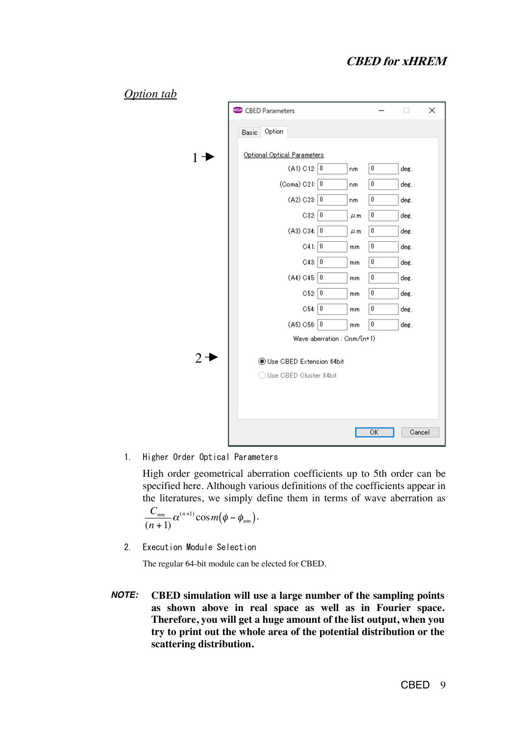## *Option tab*

1 →

2 →

CBED Parameters

Basic | Option

Optional Optical Parameters

| | | | | |
|---|---|---|---|---|
| (A1) C12: | 0 | nm | 0 | deg. |
| (Coma) C21: | 0 | nm | 0 | deg. |
| (A2) C23: | 0 | nm | 0 | deg. |
| C32: | 0 | μm | 0 | deg. |
| (A3) C34: | 0 | μm | 0 | deg. |
| C41: | 0 | mm | 0 | deg. |
| C43: | 0 | mm | 0 | deg. |
| (A4) C45: | 0 | mm | 0 | deg. |
| C52: | 0 | mm | 0 | deg. |
| C54: | 0 | mm | 0 | deg. |
| (A5) C56: | 0 | mm | 0 | deg. |

Wave aberration : Cnm/(n+1)

(●) Use CBED Extension 64bit

( ) Use CBED Cluster 64bit

OK | Cancel

1. Higher Order Optical Parameters

   High order geometrical aberration coefficients up to 5th order can be specified here. Although various definitions of the coefficients appear in the literatures, we simply define them in terms of wave aberration as $\frac{C_{nm}}{(n+1)}\alpha^{(n+1)}\cos m(\phi-\phi_{nm})$.

2. Execution Module Selection

   The regular 64-bit module can be elected for CBED.

***NOTE:*** **CBED simulation will use a large number of the sampling points as shown above in real space as well as in Fourier space. Therefore, you will get a huge amount of the list output, when you try to print out the whole area of the potential distribution or the scattering distribution.**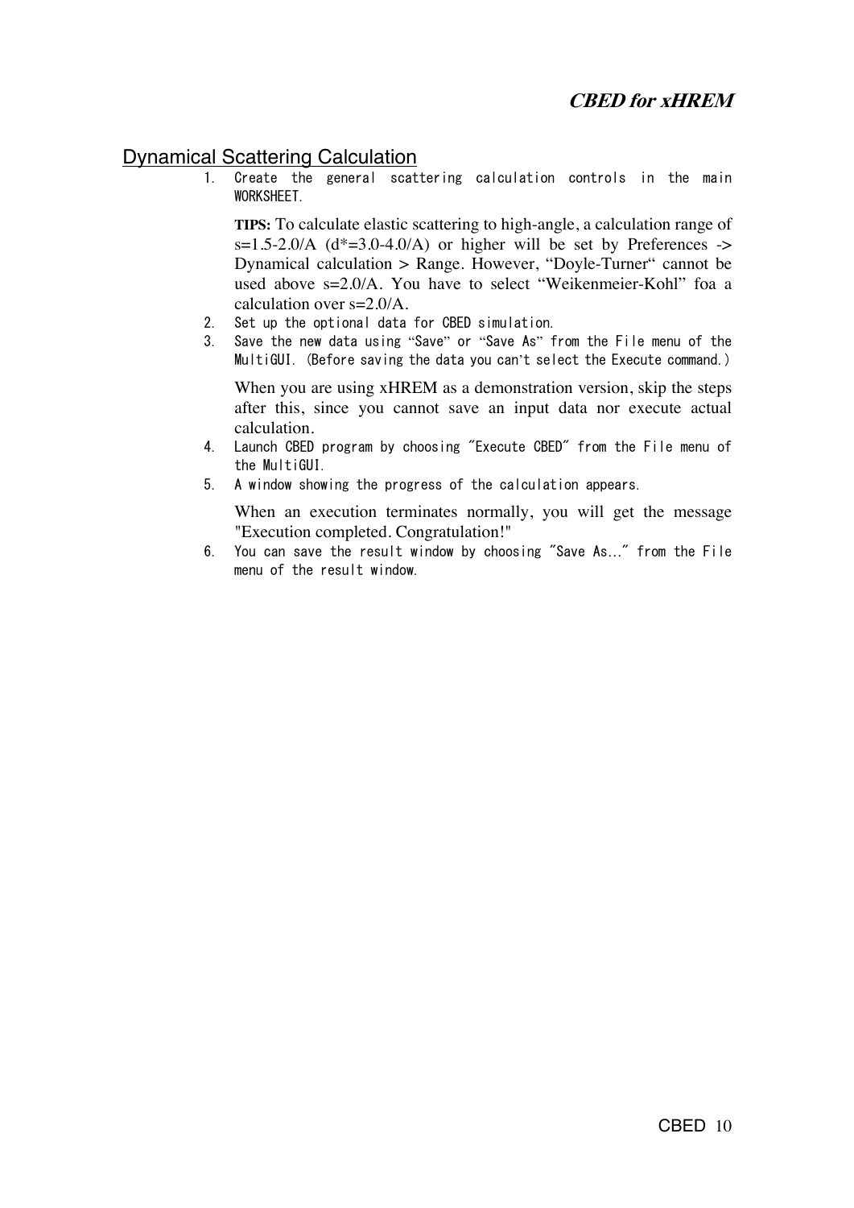## Dynamical Scattering Calculation

1. Create the general scattering calculation controls in the main WORKSHEET.

   **TIPS:** To calculate elastic scattering to high-angle, a calculation range of s=1.5-2.0/A (d*=3.0-4.0/A) or higher will be set by Preferences -> Dynamical calculation > Range. However, “Doyle-Turner“ cannot be used above s=2.0/A. You have to select “Weikenmeier-Kohl” foa a calculation over s=2.0/A.

2. Set up the optional data for CBED simulation.
3. Save the new data using “Save” or “Save As” from the File menu of the MultiGUI. (Before saving the data you can’t select the Execute command.)

   When you are using xHREM as a demonstration version, skip the steps after this, since you cannot save an input data nor execute actual calculation.

4. Launch CBED program by choosing "Execute CBED" from the File menu of the MultiGUI.
5. A window showing the progress of the calculation appears.

   When an execution terminates normally, you will get the message "Execution completed. Congratulation!"

6. You can save the result window by choosing "Save As..." from the File menu of the result window.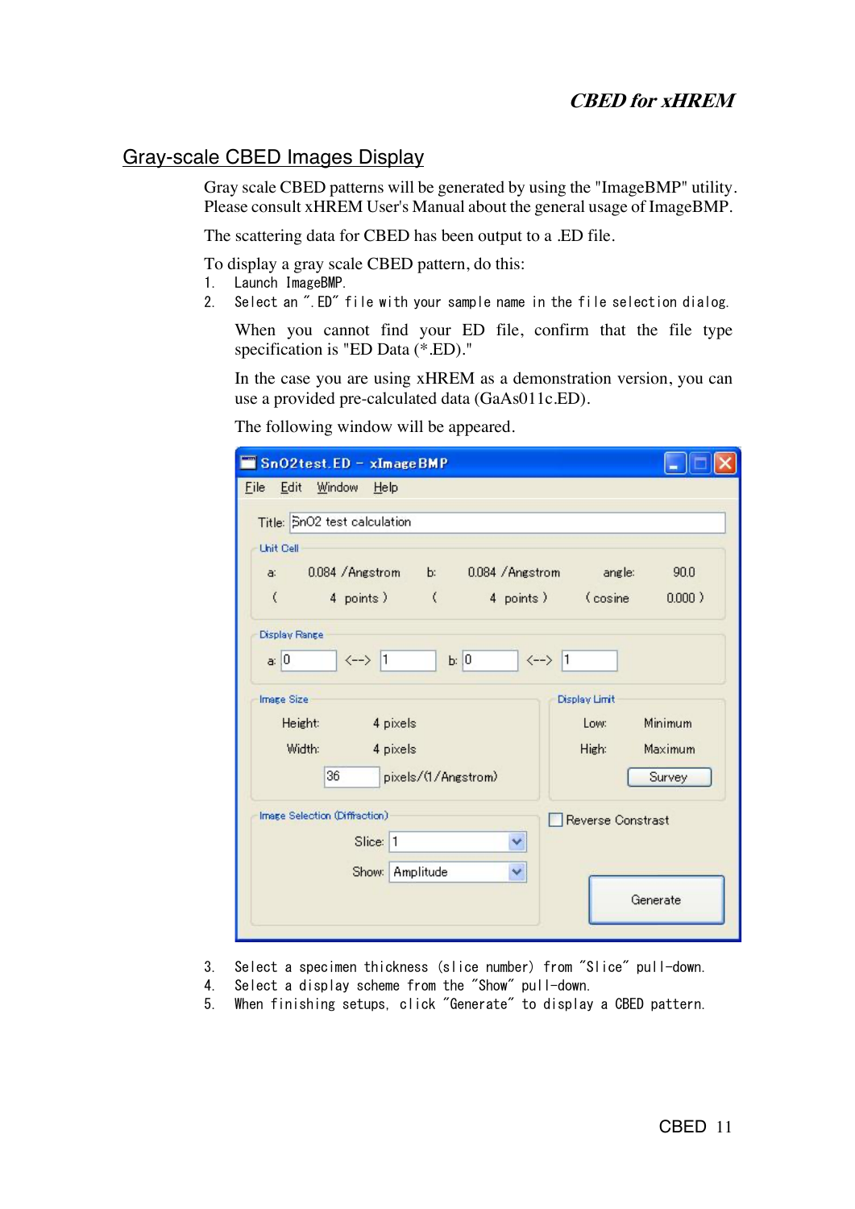## Gray-scale CBED Images Display

Gray scale CBED patterns will be generated by using the "ImageBMP" utility. Please consult xHREM User's Manual about the general usage of ImageBMP.

The scattering data for CBED has been output to a .ED file.

To display a gray scale CBED pattern, do this:

1. Launch ImageBMP.
2. Select an ".ED" file with your sample name in the file selection dialog.

   When you cannot find your ED file, confirm that the file type specification is "ED Data (*.ED)."

   In the case you are using xHREM as a demonstration version, you can use a provided pre-calculated data (GaAs011c.ED).

   The following window will be appeared.

3. Select a specimen thickness (slice number) from "Slice" pull-down.
4. Select a display scheme from the "Show" pull-down.
5. When finishing setups, click "Generate" to display a CBED pattern.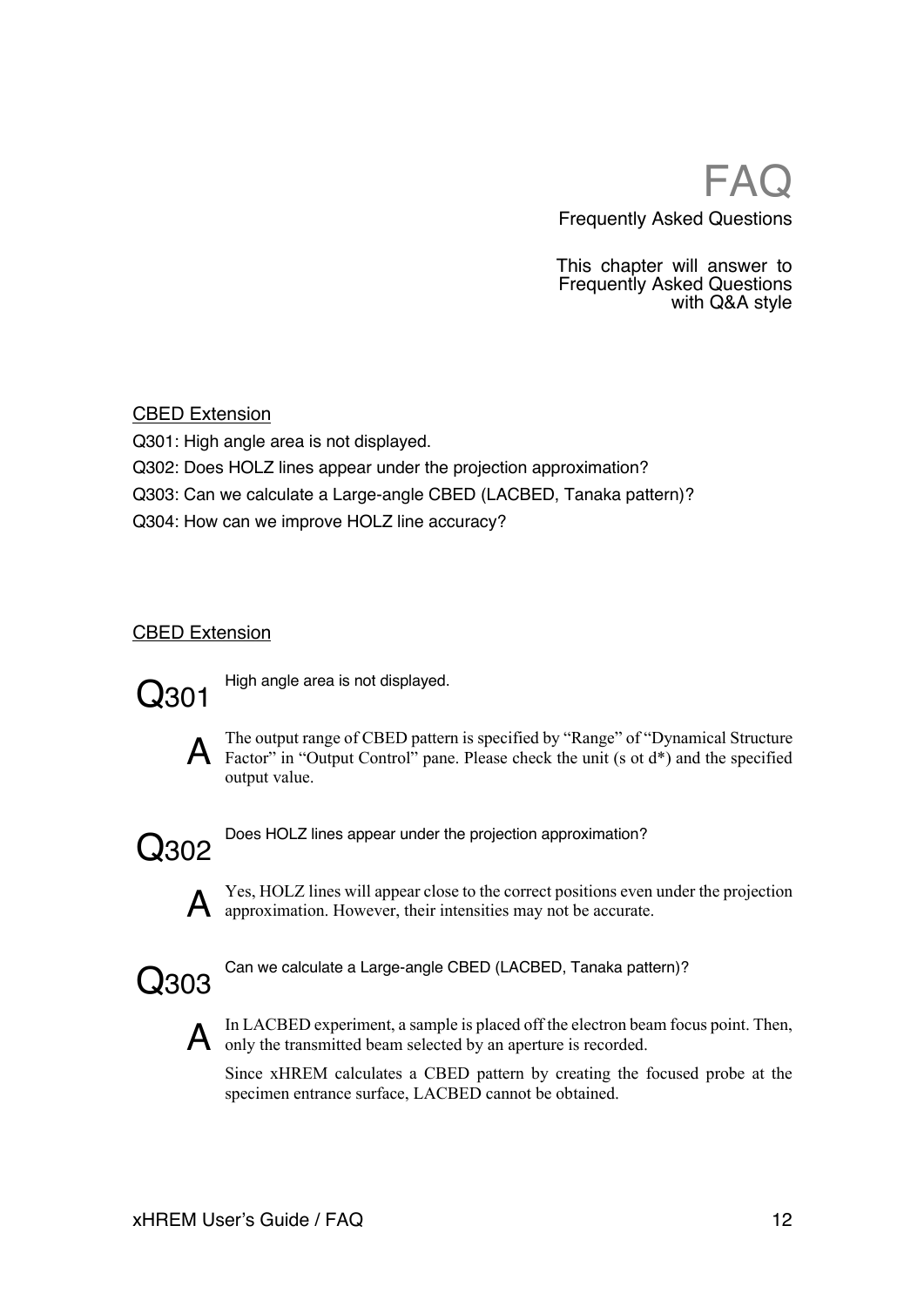# FAQ

Frequently Asked Questions

This chapter will answer to Frequently Asked Questions with Q&A style

## CBED Extension

Q301: High angle area is not displayed.

Q302: Does HOLZ lines appear under the projection approximation?

Q303: Can we calculate a Large-angle CBED (LACBED, Tanaka pattern)?

Q304: How can we improve HOLZ line accuracy?

## CBED Extension

### Q301 High angle area is not displayed.

**A** The output range of CBED pattern is specified by “Range” of “Dynamical Structure Factor” in “Output Control” pane. Please check the unit (s ot d*) and the specified output value.

### Q302 Does HOLZ lines appear under the projection approximation?

**A** Yes, HOLZ lines will appear close to the correct positions even under the projection approximation. However, their intensities may not be accurate.

### Q303 Can we calculate a Large-angle CBED (LACBED, Tanaka pattern)?

**A** In LACBED experiment, a sample is placed off the electron beam focus point. Then, only the transmitted beam selected by an aperture is recorded.

Since xHREM calculates a CBED pattern by creating the focused probe at the specimen entrance surface, LACBED cannot be obtained.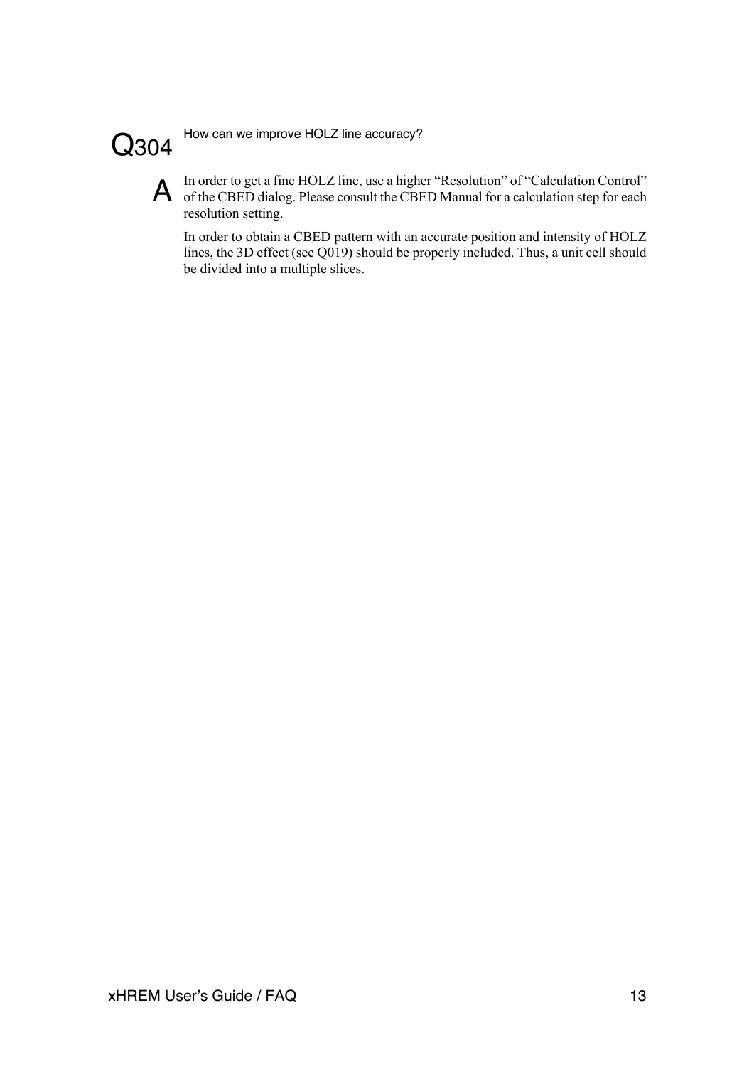## Q304 How can we improve HOLZ line accuracy?

**A**

In order to get a fine HOLZ line, use a higher “Resolution” of “Calculation Control” of the CBED dialog. Please consult the CBED Manual for a calculation step for each resolution setting.

In order to obtain a CBED pattern with an accurate position and intensity of HOLZ lines, the 3D effect (see Q019) should be properly included. Thus, a unit cell should be divided into a multiple slices.